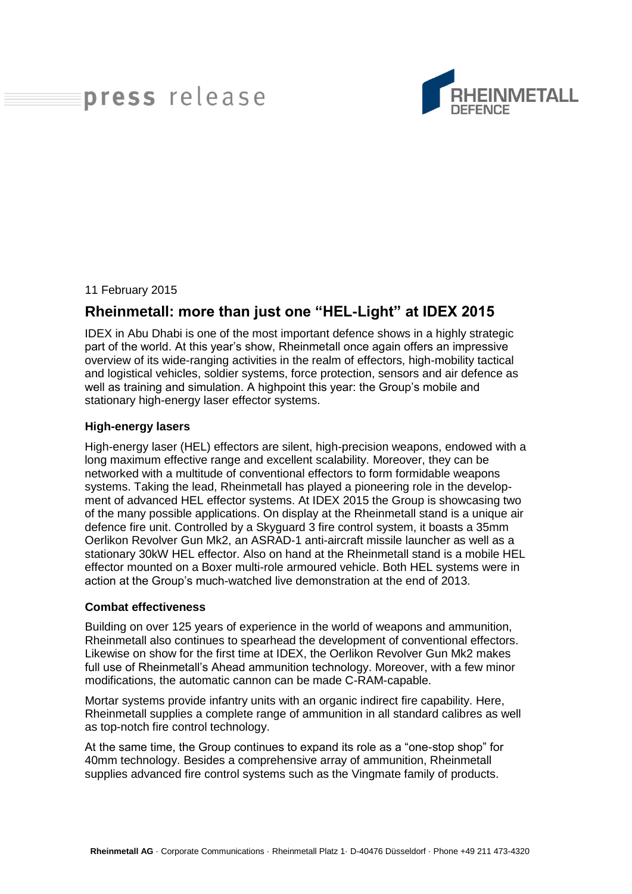press release

RHEINMETALL DEFENCE

11 February 2015

## Rheinmetall: more than just one "HEL-Light" at IDEX 2015

IDEX in Abu Dhabi is one of the most important defence shows in a highly strategic part of the world. At this year's show, Rheinmetall once again offers an impressive overview of its wide-ranging activities in the realm of effectors, high-mobility tactical and logistical vehicles, soldier systems, force protection, sensors and air defence as well as training and simulation. A highpoint this year: the Group's mobile and stationary high-energy laser effector systems.

**High-energy lasers**

High-energy laser (HEL) effectors are silent, high-precision weapons, endowed with a long maximum effective range and excellent scalability. Moreover, they can be networked with a multitude of conventional effectors to form formidable weapons systems. Taking the lead, Rheinmetall has played a pioneering role in the development of advanced HEL effector systems. At IDEX 2015 the Group is showcasing two of the many possible applications. On display at the Rheinmetall stand is a unique air defence fire unit. Controlled by a Skyguard 3 fire control system, it boasts a 35mm Oerlikon Revolver Gun Mk2, an ASRAD-1 anti-aircraft missile launcher as well as a stationary 30kW HEL effector. Also on hand at the Rheinmetall stand is a mobile HEL effector mounted on a Boxer multi-role armoured vehicle. Both HEL systems were in action at the Group's much-watched live demonstration at the end of 2013.

**Combat effectiveness**

Building on over 125 years of experience in the world of weapons and ammunition, Rheinmetall also continues to spearhead the development of conventional effectors. Likewise on show for the first time at IDEX, the Oerlikon Revolver Gun Mk2 makes full use of Rheinmetall's Ahead ammunition technology. Moreover, with a few minor modifications, the automatic cannon can be made C-RAM-capable.

Mortar systems provide infantry units with an organic indirect fire capability. Here, Rheinmetall supplies a complete range of ammunition in all standard calibres as well as top-notch fire control technology.

At the same time, the Group continues to expand its role as a "one-stop shop" for 40mm technology. Besides a comprehensive array of ammunition, Rheinmetall supplies advanced fire control systems such as the Vingmate family of products.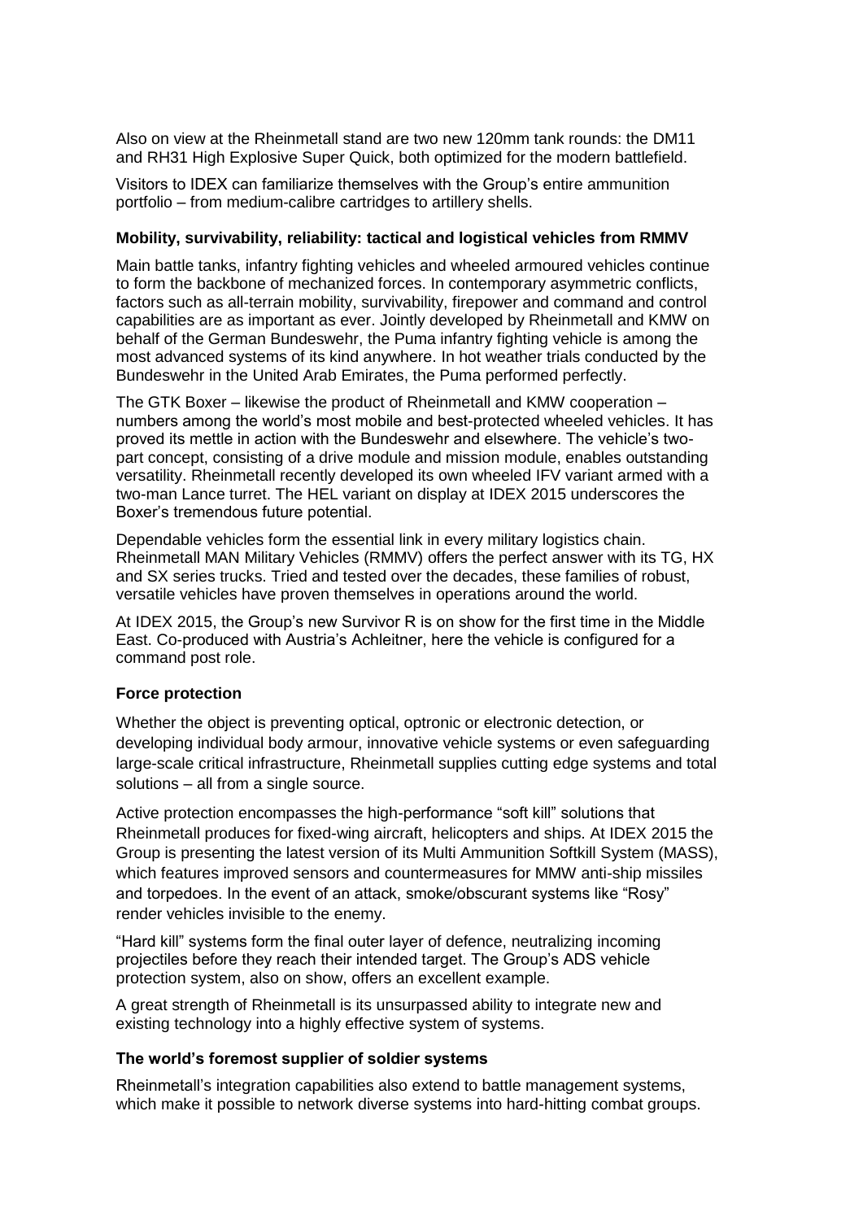Also on view at the Rheinmetall stand are two new 120mm tank rounds: the DM11 and RH31 High Explosive Super Quick, both optimized for the modern battlefield.

Visitors to IDEX can familiarize themselves with the Group's entire ammunition portfolio – from medium-calibre cartridges to artillery shells.

**Mobility, survivability, reliability: tactical and logistical vehicles from RMMV**

Main battle tanks, infantry fighting vehicles and wheeled armoured vehicles continue to form the backbone of mechanized forces. In contemporary asymmetric conflicts, factors such as all-terrain mobility, survivability, firepower and command and control capabilities are as important as ever. Jointly developed by Rheinmetall and KMW on behalf of the German Bundeswehr, the Puma infantry fighting vehicle is among the most advanced systems of its kind anywhere. In hot weather trials conducted by the Bundeswehr in the United Arab Emirates, the Puma performed perfectly.

The GTK Boxer – likewise the product of Rheinmetall and KMW cooperation – numbers among the world's most mobile and best-protected wheeled vehicles. It has proved its mettle in action with the Bundeswehr and elsewhere. The vehicle's two-part concept, consisting of a drive module and mission module, enables outstanding versatility. Rheinmetall recently developed its own wheeled IFV variant armed with a two-man Lance turret. The HEL variant on display at IDEX 2015 underscores the Boxer's tremendous future potential.

Dependable vehicles form the essential link in every military logistics chain. Rheinmetall MAN Military Vehicles (RMMV) offers the perfect answer with its TG, HX and SX series trucks. Tried and tested over the decades, these families of robust, versatile vehicles have proven themselves in operations around the world.

At IDEX 2015, the Group's new Survivor R is on show for the first time in the Middle East. Co-produced with Austria's Achleitner, here the vehicle is configured for a command post role.

**Force protection**

Whether the object is preventing optical, optronic or electronic detection, or developing individual body armour, innovative vehicle systems or even safeguarding large-scale critical infrastructure, Rheinmetall supplies cutting edge systems and total solutions – all from a single source.

Active protection encompasses the high-performance "soft kill" solutions that Rheinmetall produces for fixed-wing aircraft, helicopters and ships. At IDEX 2015 the Group is presenting the latest version of its Multi Ammunition Softkill System (MASS), which features improved sensors and countermeasures for MMW anti-ship missiles and torpedoes. In the event of an attack, smoke/obscurant systems like "Rosy" render vehicles invisible to the enemy.

"Hard kill" systems form the final outer layer of defence, neutralizing incoming projectiles before they reach their intended target. The Group's ADS vehicle protection system, also on show, offers an excellent example.

A great strength of Rheinmetall is its unsurpassed ability to integrate new and existing technology into a highly effective system of systems.

**The world's foremost supplier of soldier systems**

Rheinmetall's integration capabilities also extend to battle management systems, which make it possible to network diverse systems into hard-hitting combat groups.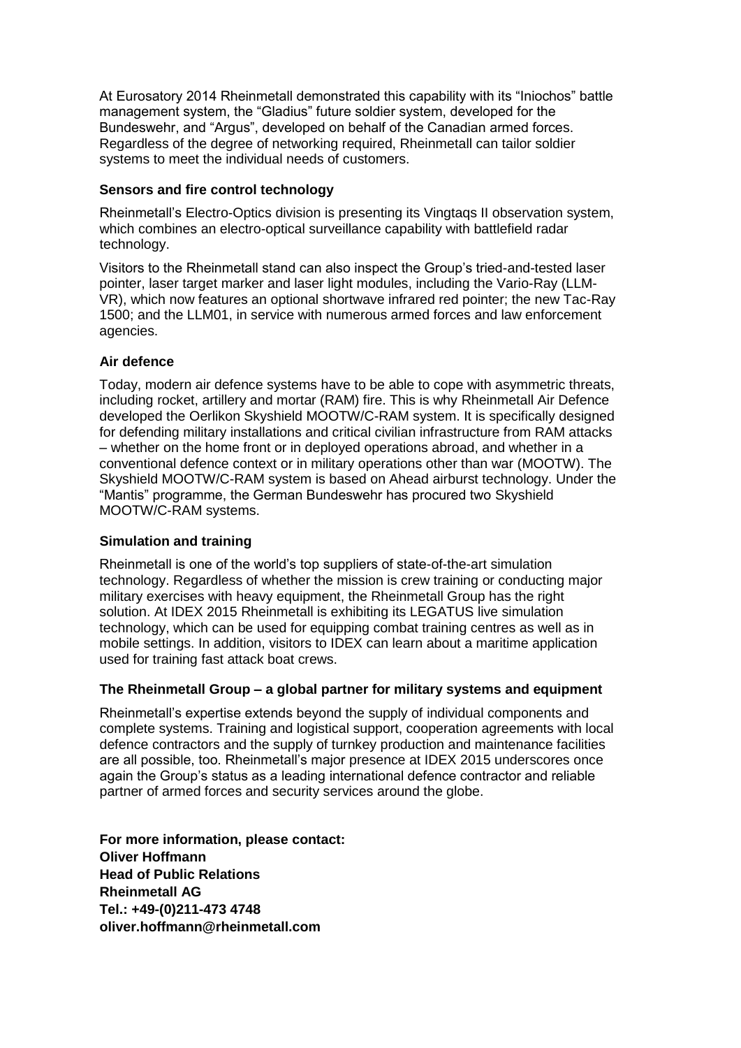At Eurosatory 2014 Rheinmetall demonstrated this capability with its "Iniochos" battle management system, the "Gladius" future soldier system, developed for the Bundeswehr, and "Argus", developed on behalf of the Canadian armed forces. Regardless of the degree of networking required, Rheinmetall can tailor soldier systems to meet the individual needs of customers.

### Sensors and fire control technology

Rheinmetall's Electro-Optics division is presenting its Vingtaqs II observation system, which combines an electro-optical surveillance capability with battlefield radar technology.

Visitors to the Rheinmetall stand can also inspect the Group's tried-and-tested laser pointer, laser target marker and laser light modules, including the Vario-Ray (LLM-VR), which now features an optional shortwave infrared red pointer; the new Tac-Ray 1500; and the LLM01, in service with numerous armed forces and law enforcement agencies.

### Air defence

Today, modern air defence systems have to be able to cope with asymmetric threats, including rocket, artillery and mortar (RAM) fire. This is why Rheinmetall Air Defence developed the Oerlikon Skyshield MOOTW/C-RAM system. It is specifically designed for defending military installations and critical civilian infrastructure from RAM attacks – whether on the home front or in deployed operations abroad, and whether in a conventional defence context or in military operations other than war (MOOTW). The Skyshield MOOTW/C-RAM system is based on Ahead airburst technology. Under the "Mantis" programme, the German Bundeswehr has procured two Skyshield MOOTW/C-RAM systems.

### Simulation and training

Rheinmetall is one of the world's top suppliers of state-of-the-art simulation technology. Regardless of whether the mission is crew training or conducting major military exercises with heavy equipment, the Rheinmetall Group has the right solution. At IDEX 2015 Rheinmetall is exhibiting its LEGATUS live simulation technology, which can be used for equipping combat training centres as well as in mobile settings. In addition, visitors to IDEX can learn about a maritime application used for training fast attack boat crews.

### The Rheinmetall Group – a global partner for military systems and equipment

Rheinmetall's expertise extends beyond the supply of individual components and complete systems. Training and logistical support, cooperation agreements with local defence contractors and the supply of turnkey production and maintenance facilities are all possible, too. Rheinmetall's major presence at IDEX 2015 underscores once again the Group's status as a leading international defence contractor and reliable partner of armed forces and security services around the globe.

**For more information, please contact:**
**Oliver Hoffmann**
**Head of Public Relations**
**Rheinmetall AG**
**Tel.: +49-(0)211-473 4748**
**oliver.hoffmann@rheinmetall.com**